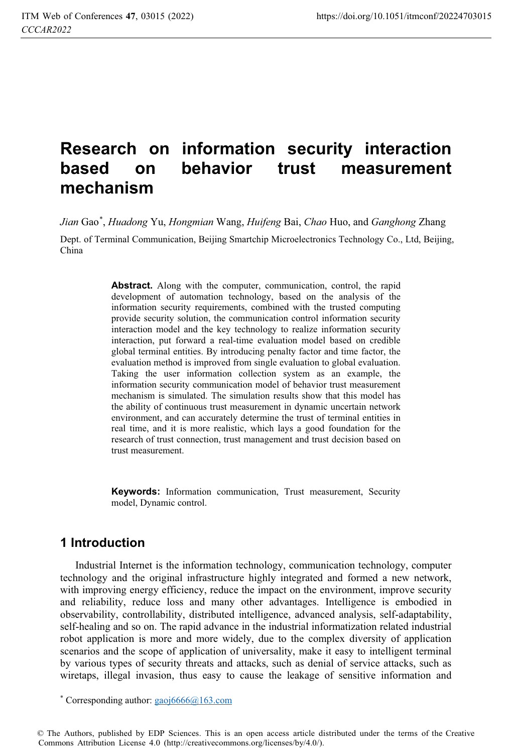# Research on information security interaction based on behavior trust measurement mechanism

*Jian* Gao*, *Huadong* Yu, *Hongmian* Wang, *Huifeng* Bai, *Chao* Huo, and *Ganghong* Zhang

Dept. of Terminal Communication, Beijing Smartchip Microelectronics Technology Co., Ltd, Beijing, China

**Abstract.** Along with the computer, communication, control, the rapid development of automation technology, based on the analysis of the information security requirements, combined with the trusted computing provide security solution, the communication control information security interaction model and the key technology to realize information security interaction, put forward a real-time evaluation model based on credible global terminal entities. By introducing penalty factor and time factor, the evaluation method is improved from single evaluation to global evaluation. Taking the user information collection system as an example, the information security communication model of behavior trust measurement mechanism is simulated. The simulation results show that this model has the ability of continuous trust measurement in dynamic uncertain network environment, and can accurately determine the trust of terminal entities in real time, and it is more realistic, which lays a good foundation for the research of trust connection, trust management and trust decision based on trust measurement.

**Keywords:** Information communication, Trust measurement, Security model, Dynamic control.

## 1 Introduction

Industrial Internet is the information technology, communication technology, computer technology and the original infrastructure highly integrated and formed a new network, with improving energy efficiency, reduce the impact on the environment, improve security and reliability, reduce loss and many other advantages. Intelligence is embodied in observability, controllability, distributed intelligence, advanced analysis, self-adaptability, self-healing and so on. The rapid advance in the industrial informatization related industrial robot application is more and more widely, due to the complex diversity of application scenarios and the scope of application of universality, make it easy to intelligent terminal by various types of security threats and attacks, such as denial of service attacks, such as wiretaps, illegal invasion, thus easy to cause the leakage of sensitive information and

* Corresponding author: gaoj6666@163.com

© The Authors, published by EDP Sciences. This is an open access article distributed under the terms of the Creative Commons Attribution License 4.0 (http://creativecommons.org/licenses/by/4.0/).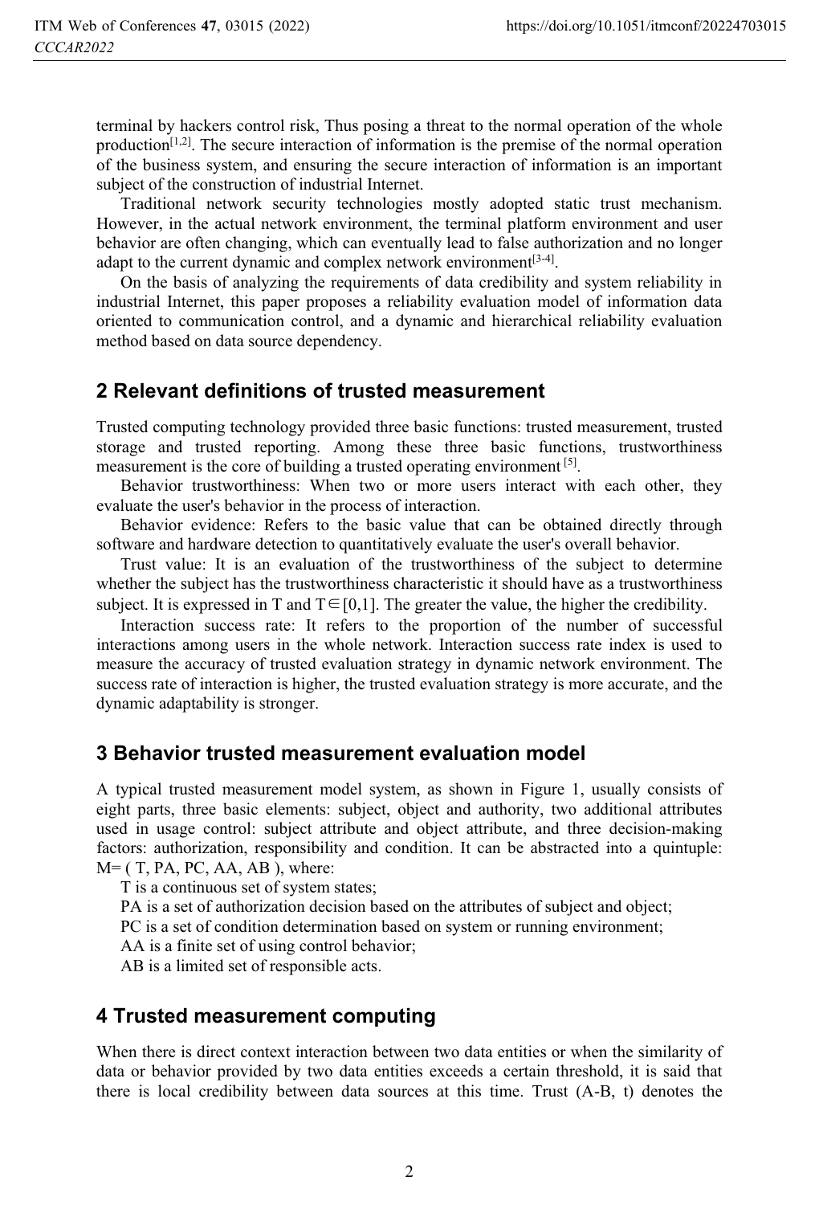terminal by hackers control risk, Thus posing a threat to the normal operation of the whole production[1,2]. The secure interaction of information is the premise of the normal operation of the business system, and ensuring the secure interaction of information is an important subject of the construction of industrial Internet.

Traditional network security technologies mostly adopted static trust mechanism. However, in the actual network environment, the terminal platform environment and user behavior are often changing, which can eventually lead to false authorization and no longer adapt to the current dynamic and complex network environment[3-4].

On the basis of analyzing the requirements of data credibility and system reliability in industrial Internet, this paper proposes a reliability evaluation model of information data oriented to communication control, and a dynamic and hierarchical reliability evaluation method based on data source dependency.

## 2 Relevant definitions of trusted measurement

Trusted computing technology provided three basic functions: trusted measurement, trusted storage and trusted reporting. Among these three basic functions, trustworthiness measurement is the core of building a trusted operating environment [5].

Behavior trustworthiness: When two or more users interact with each other, they evaluate the user's behavior in the process of interaction.

Behavior evidence: Refers to the basic value that can be obtained directly through software and hardware detection to quantitatively evaluate the user's overall behavior.

Trust value: It is an evaluation of the trustworthiness of the subject to determine whether the subject has the trustworthiness characteristic it should have as a trustworthiness subject. It is expressed in T and $T \in [0,1]$. The greater the value, the higher the credibility.

Interaction success rate: It refers to the proportion of the number of successful interactions among users in the whole network. Interaction success rate index is used to measure the accuracy of trusted evaluation strategy in dynamic network environment. The success rate of interaction is higher, the trusted evaluation strategy is more accurate, and the dynamic adaptability is stronger.

## 3 Behavior trusted measurement evaluation model

A typical trusted measurement model system, as shown in Figure 1, usually consists of eight parts, three basic elements: subject, object and authority, two additional attributes used in usage control: subject attribute and object attribute, and three decision-making factors: authorization, responsibility and condition. It can be abstracted into a quintuple: M= ( T, PA, PC, AA, AB ), where:

T is a continuous set of system states;

PA is a set of authorization decision based on the attributes of subject and object;

PC is a set of condition determination based on system or running environment;

AA is a finite set of using control behavior;

AB is a limited set of responsible acts.

## 4 Trusted measurement computing

When there is direct context interaction between two data entities or when the similarity of data or behavior provided by two data entities exceeds a certain threshold, it is said that there is local credibility between data sources at this time. Trust (A-B, t) denotes the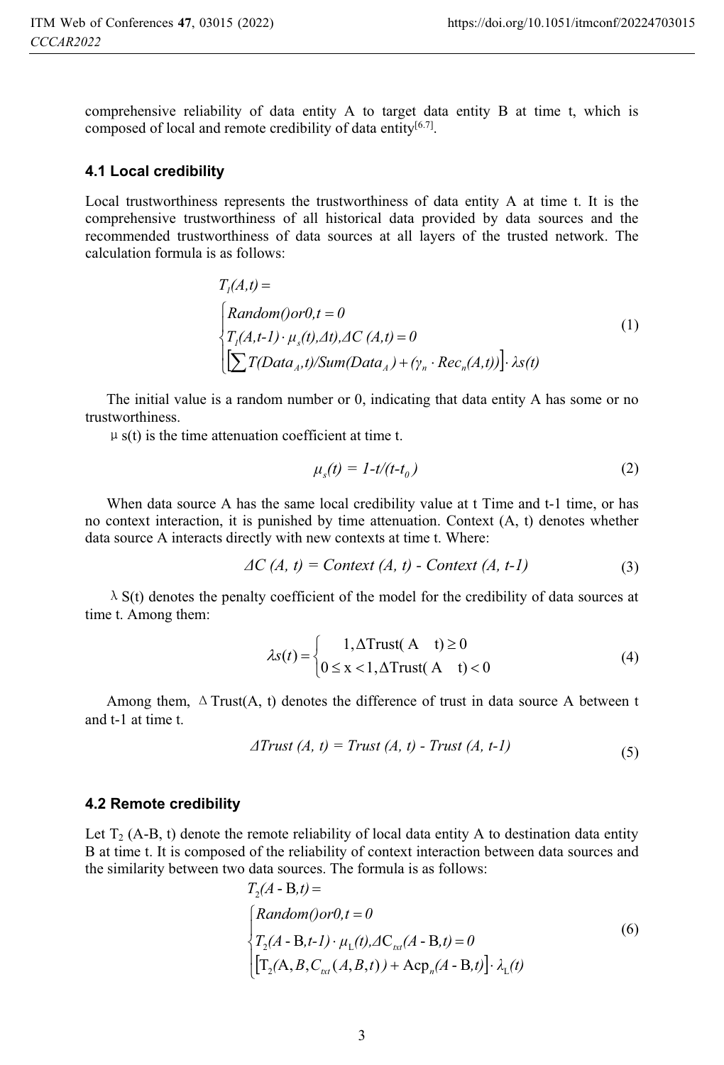comprehensive reliability of data entity A to target data entity B at time t, which is composed of local and remote credibility of data entity[6,7].

### 4.1 Local credibility

Local trustworthiness represents the trustworthiness of data entity A at time t. It is the comprehensive trustworthiness of all historical data provided by data sources and the recommended trustworthiness of data sources at all layers of the trusted network. The calculation formula is as follows:

$$
T_1(A,t) = \begin{cases} Random()or0, t = 0 \\ T_1(A,t\text{-}1) \cdot \mu_s(t), \Delta t), \Delta C\ (A,t) = 0 \\ \left[\sum T(Data_A,t)/Sum(Data_A) + (\gamma_n \cdot Rec_n(A,t))\right] \cdot \lambda s(t) \end{cases} \tag{1}
$$

The initial value is a random number or 0, indicating that data entity A has some or no trustworthiness.

μ s(t) is the time attenuation coefficient at time t.

$$
\mu_s(t) = 1\text{-}t/(t\text{-}t_0) \tag{2}
$$

When data source A has the same local credibility value at t Time and t-1 time, or has no context interaction, it is punished by time attenuation. Context (A, t) denotes whether data source A interacts directly with new contexts at time t. Where:

$$
\Delta C\ (A,\ t) = Context\ (A,\ t)\ \text{-}\ Context\ (A,\ t\text{-}1) \tag{3}
$$

λ S(t) denotes the penalty coefficient of the model for the credibility of data sources at time t. Among them:

$$
\lambda s(t) = \begin{cases} 1, \Delta \text{Trust}(\text{ A } \quad \text{t}) \geq 0 \\ 0 \leq \text{x} < 1, \Delta \text{Trust}(\text{ A } \quad \text{t}) < 0 \end{cases} \tag{4}
$$

Among them, Δ Trust(A, t) denotes the difference of trust in data source A between t and t-1 at time t.

$$
\Delta Trust\ (A,\ t) = Trust\ (A,\ t)\ \text{-}\ Trust\ (A,\ t\text{-}1) \tag{5}
$$

### 4.2 Remote credibility

Let $T_2$ (A-B, t) denote the remote reliability of local data entity A to destination data entity B at time t. It is composed of the reliability of context interaction between data sources and the similarity between two data sources. The formula is as follows:

$$
T_2(A\text{ - B},t) = \begin{cases} Random()or0, t = 0 \\ T_2(A\text{ - B},t\text{-}1) \cdot \mu_L(t), \Delta C_{txt}(A\text{ - B},t) = 0 \\ \left[\text{T}_2(\text{A}, B, C_{txt}(A,B,t)) + \text{Acp}_n(A\text{ - B},t)\right] \cdot \lambda_L(t) \end{cases} \tag{6}
$$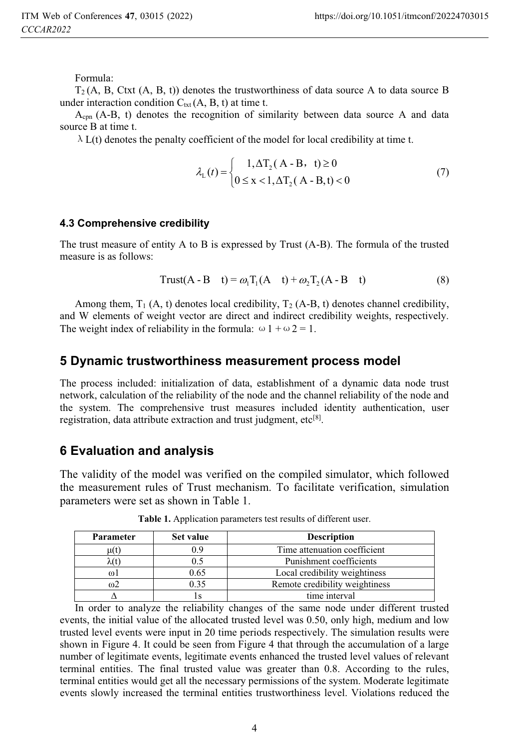Formula:

$T_2$ (A, B, Ctxt (A, B, t)) denotes the trustworthiness of data source A to data source B under interaction condition $C_{txt}$ (A, B, t) at time t.

$A_{cpn}$ (A-B, t) denotes the recognition of similarity between data source A and data source B at time t.

λ L(t) denotes the penalty coefficient of the model for local credibility at time t.

$$\lambda_L(t) = \begin{cases} 1, \Delta T_2(\text{A - B}, t) \geq 0 \\ 0 \leq x < 1, \Delta T_2(\text{A - B}, t) < 0 \end{cases} \tag{7}$$

### 4.3 Comprehensive credibility

The trust measure of entity A to B is expressed by Trust (A-B). The formula of the trusted measure is as follows:

$$\text{Trust}(\text{A - B} \quad t) = \omega_1 T_1(\text{A} \quad t) + \omega_2 T_2(\text{A - B} \quad t) \tag{8}$$

Among them, $T_1$ (A, t) denotes local credibility, $T_2$ (A-B, t) denotes channel credibility, and W elements of weight vector are direct and indirect credibility weights, respectively. The weight index of reliability in the formula: ω 1 + ω 2 = 1.

## 5 Dynamic trustworthiness measurement process model

The process included: initialization of data, establishment of a dynamic data node trust network, calculation of the reliability of the node and the channel reliability of the node and the system. The comprehensive trust measures included identity authentication, user registration, data attribute extraction and trust judgment, etc[8].

## 6 Evaluation and analysis

The validity of the model was verified on the compiled simulator, which followed the measurement rules of Trust mechanism. To facilitate verification, simulation parameters were set as shown in Table 1.

**Table 1.** Application parameters test results of different user.

| Parameter | Set value | Description |
|---|---|---|
| μ(t) | 0.9 | Time attenuation coefficient |
| λ(t) | 0.5 | Punishment coefficients |
| ω1 | 0.65 | Local credibility weightiness |
| ω2 | 0.35 | Remote credibility weightiness |
| Δ | 1s | time interval |

In order to analyze the reliability changes of the same node under different trusted events, the initial value of the allocated trusted level was 0.50, only high, medium and low trusted level events were input in 20 time periods respectively. The simulation results were shown in Figure 4. It could be seen from Figure 4 that through the accumulation of a large number of legitimate events, legitimate events enhanced the trusted level values of relevant terminal entities. The final trusted value was greater than 0.8. According to the rules, terminal entities would get all the necessary permissions of the system. Moderate legitimate events slowly increased the terminal entities trustworthiness level. Violations reduced the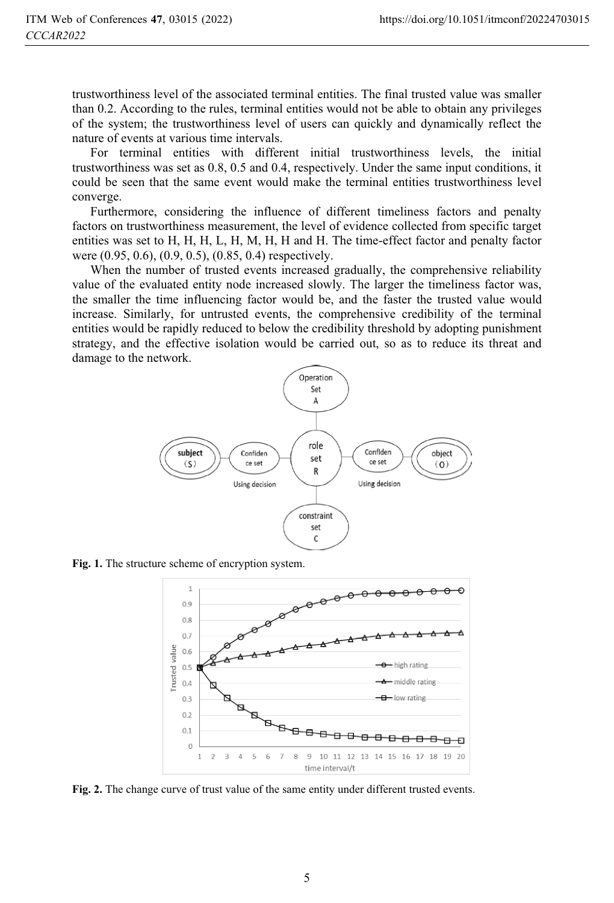trustworthiness level of the associated terminal entities. The final trusted value was smaller than 0.2. According to the rules, terminal entities would not be able to obtain any privileges of the system; the trustworthiness level of users can quickly and dynamically reflect the nature of events at various time intervals.

For terminal entities with different initial trustworthiness levels, the initial trustworthiness was set as 0.8, 0.5 and 0.4, respectively. Under the same input conditions, it could be seen that the same event would make the terminal entities trustworthiness level converge.

Furthermore, considering the influence of different timeliness factors and penalty factors on trustworthiness measurement, the level of evidence collected from specific target entities was set to H, H, H, L, H, M, H, H and H. The time-effect factor and penalty factor were (0.95, 0.6), (0.9, 0.5), (0.85, 0.4) respectively.

When the number of trusted events increased gradually, the comprehensive reliability value of the evaluated entity node increased slowly. The larger the timeliness factor was, the smaller the time influencing factor would be, and the faster the trusted value would increase. Similarly, for untrusted events, the comprehensive credibility of the terminal entities would be rapidly reduced to below the credibility threshold by adopting punishment strategy, and the effective isolation would be carried out, so as to reduce its threat and damage to the network.

**Fig. 1.** The structure scheme of encryption system.

**Fig. 2.** The change curve of trust value of the same entity under different trusted events.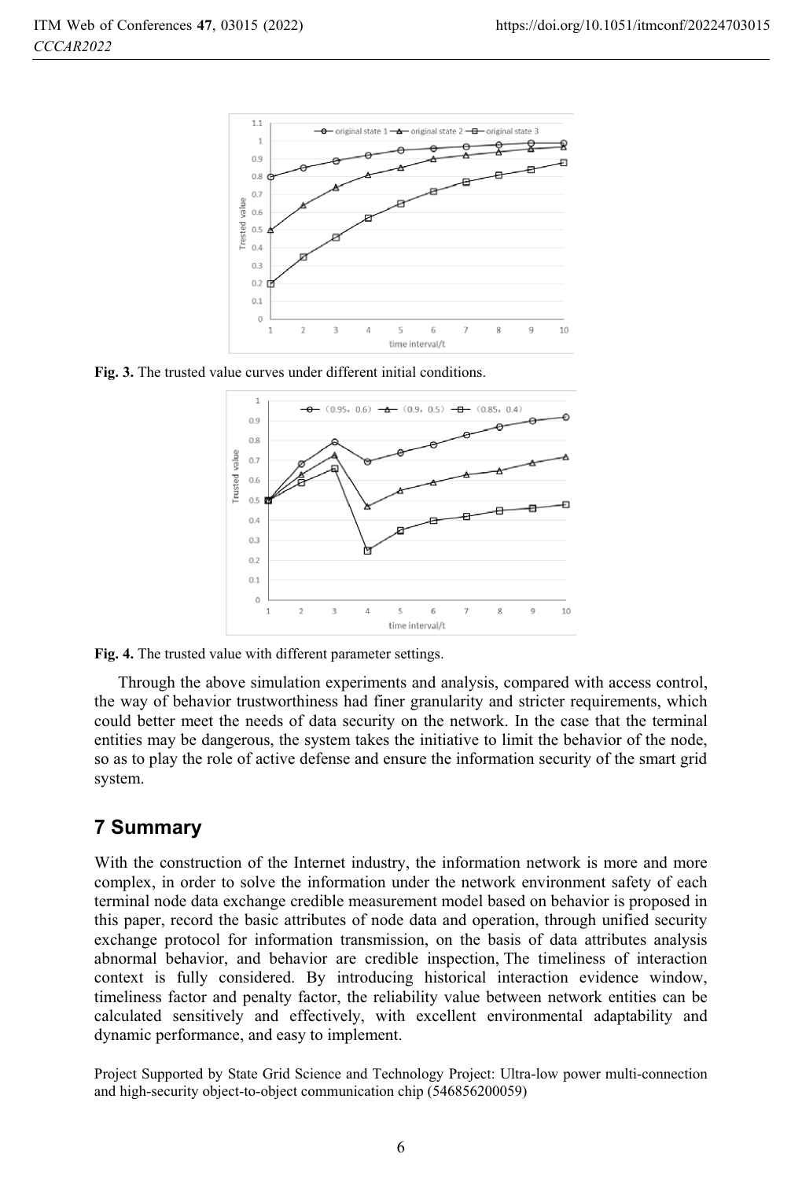**Fig. 3.** The trusted value curves under different initial conditions.

**Fig. 4.** The trusted value with different parameter settings.

Through the above simulation experiments and analysis, compared with access control, the way of behavior trustworthiness had finer granularity and stricter requirements, which could better meet the needs of data security on the network. In the case that the terminal entities may be dangerous, the system takes the initiative to limit the behavior of the node, so as to play the role of active defense and ensure the information security of the smart grid system.

## 7 Summary

With the construction of the Internet industry, the information network is more and more complex, in order to solve the information under the network environment safety of each terminal node data exchange credible measurement model based on behavior is proposed in this paper, record the basic attributes of node data and operation, through unified security exchange protocol for information transmission, on the basis of data attributes analysis abnormal behavior, and behavior are credible inspection, The timeliness of interaction context is fully considered. By introducing historical interaction evidence window, timeliness factor and penalty factor, the reliability value between network entities can be calculated sensitively and effectively, with excellent environmental adaptability and dynamic performance, and easy to implement.

Project Supported by State Grid Science and Technology Project: Ultra-low power multi-connection and high-security object-to-object communication chip (546856200059)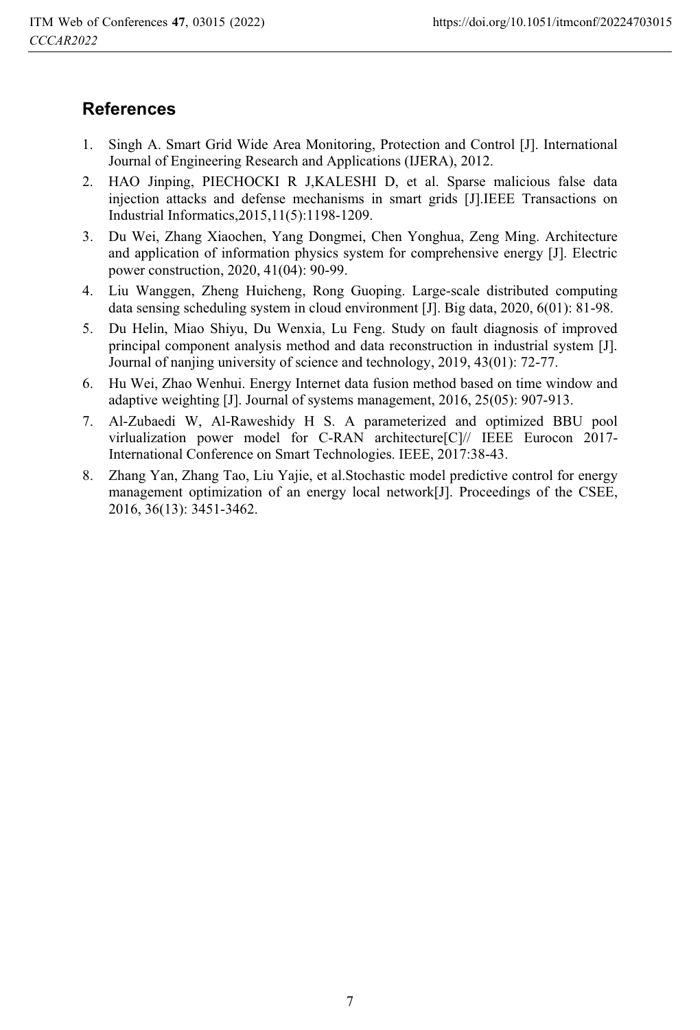## References

1. Singh A. Smart Grid Wide Area Monitoring, Protection and Control [J]. International Journal of Engineering Research and Applications (IJERA), 2012.
2. HAO Jinping, PIECHOCKI R J,KALESHI D, et al. Sparse malicious false data injection attacks and defense mechanisms in smart grids [J].IEEE Transactions on Industrial Informatics,2015,11(5):1198-1209.
3. Du Wei, Zhang Xiaochen, Yang Dongmei, Chen Yonghua, Zeng Ming. Architecture and application of information physics system for comprehensive energy [J]. Electric power construction, 2020, 41(04): 90-99.
4. Liu Wanggen, Zheng Huicheng, Rong Guoping. Large-scale distributed computing data sensing scheduling system in cloud environment [J]. Big data, 2020, 6(01): 81-98.
5. Du Helin, Miao Shiyu, Du Wenxia, Lu Feng. Study on fault diagnosis of improved principal component analysis method and data reconstruction in industrial system [J]. Journal of nanjing university of science and technology, 2019, 43(01): 72-77.
6. Hu Wei, Zhao Wenhui. Energy Internet data fusion method based on time window and adaptive weighting [J]. Journal of systems management, 2016, 25(05): 907-913.
7. Al-Zubaedi W, Al-Raweshidy H S. A parameterized and optimized BBU pool virlualization power model for C-RAN architecture[C]// IEEE Eurocon 2017-International Conference on Smart Technologies. IEEE, 2017:38-43.
8. Zhang Yan, Zhang Tao, Liu Yajie, et al.Stochastic model predictive control for energy management optimization of an energy local network[J]. Proceedings of the CSEE, 2016, 36(13): 3451-3462.